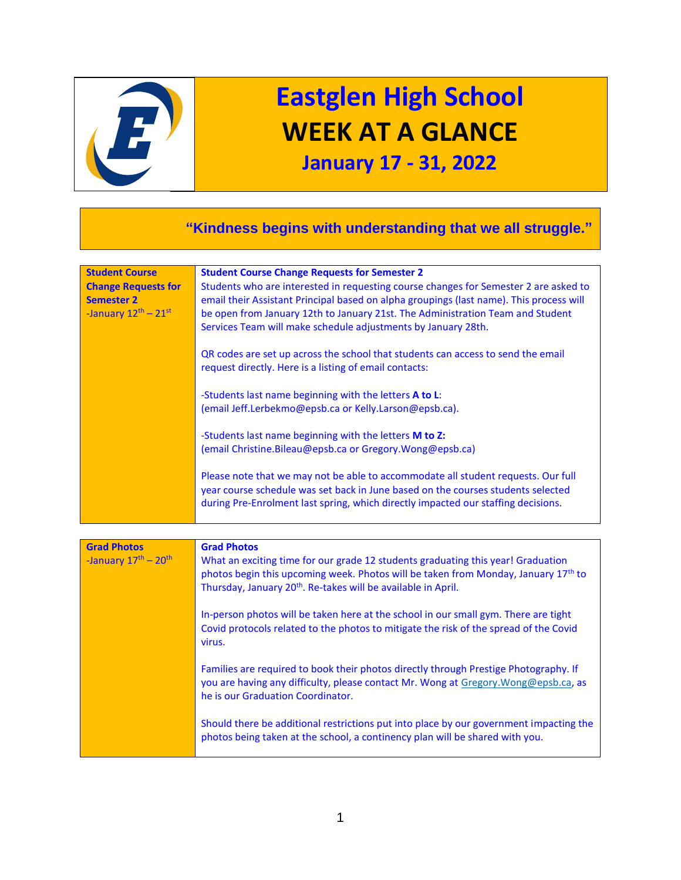# Eastglen High School

# WEEK AT A GLANCE

## January 17 - 31, 2022

**"Kindness begins with understanding that we all struggle."**

| **Student Course Change Requests for Semester 2**<br>-January 12th – 21st | **Student Course Change Requests for Semester 2**<br>Students who are interested in requesting course changes for Semester 2 are asked to email their Assistant Principal based on alpha groupings (last name). This process will be open from January 12th to January 21st. The Administration Team and Student Services Team will make schedule adjustments by January 28th.<br><br>QR codes are set up across the school that students can access to send the email request directly. Here is a listing of email contacts:<br><br>-Students last name beginning with the letters **A to L**:<br>(email Jeff.Lerbekmo@epsb.ca or Kelly.Larson@epsb.ca).<br><br>-Students last name beginning with the letters **M to Z:**<br>(email Christine.Bileau@epsb.ca or Gregory.Wong@epsb.ca)<br><br>Please note that we may not be able to accommodate all student requests. Our full year course schedule was set back in June based on the courses students selected during Pre-Enrolment last spring, which directly impacted our staffing decisions. |
|---|---|

| **Grad Photos**<br>-January 17th – 20th | **Grad Photos**<br>What an exciting time for our grade 12 students graduating this year! Graduation photos begin this upcoming week. Photos will be taken from Monday, January 17th to Thursday, January 20th. Re-takes will be available in April.<br><br>In-person photos will be taken here at the school in our small gym. There are tight Covid protocols related to the photos to mitigate the risk of the spread of the Covid virus.<br><br>Families are required to book their photos directly through Prestige Photography. If you are having any difficulty, please contact Mr. Wong at Gregory.Wong@epsb.ca, as he is our Graduation Coordinator.<br><br>Should there be additional restrictions put into place by our government impacting the photos being taken at the school, a continency plan will be shared with you. |
|---|---|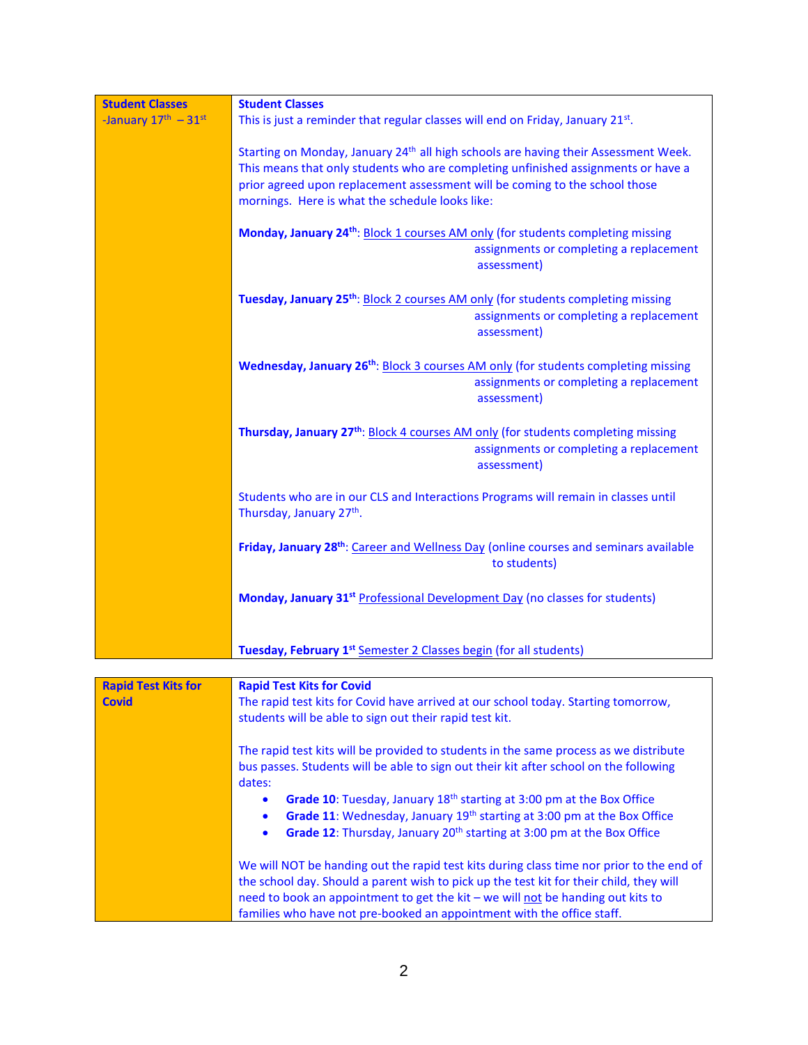| | |
|---|---|
| **Student Classes** -January 17th – 31st | **Student Classes**<br>This is just a reminder that regular classes will end on Friday, January 21st.<br><br>Starting on Monday, January 24th all high schools are having their Assessment Week. This means that only students who are completing unfinished assignments or have a prior agreed upon replacement assessment will be coming to the school those mornings. Here is what the schedule looks like:<br><br>**Monday, January 24th**: Block 1 courses AM only (for students completing missing assignments or completing a replacement assessment)<br><br>**Tuesday, January 25th**: Block 2 courses AM only (for students completing missing assignments or completing a replacement assessment)<br><br>**Wednesday, January 26th**: Block 3 courses AM only (for students completing missing assignments or completing a replacement assessment)<br><br>**Thursday, January 27th**: Block 4 courses AM only (for students completing missing assignments or completing a replacement assessment)<br><br>Students who are in our CLS and Interactions Programs will remain in classes until Thursday, January 27th.<br><br>**Friday, January 28th**: Career and Wellness Day (online courses and seminars available to students)<br><br>**Monday, January 31st** Professional Development Day (no classes for students)<br><br>**Tuesday, February 1st** Semester 2 Classes begin (for all students) |

| | |
|---|---|
| **Rapid Test Kits for Covid** | **Rapid Test Kits for Covid**<br>The rapid test kits for Covid have arrived at our school today. Starting tomorrow, students will be able to sign out their rapid test kit.<br><br>The rapid test kits will be provided to students in the same process as we distribute bus passes. Students will be able to sign out their kit after school on the following dates:<br>• **Grade 10**: Tuesday, January 18th starting at 3:00 pm at the Box Office<br>• **Grade 11**: Wednesday, January 19th starting at 3:00 pm at the Box Office<br>• **Grade 12**: Thursday, January 20th starting at 3:00 pm at the Box Office<br><br>We will NOT be handing out the rapid test kits during class time nor prior to the end of the school day. Should a parent wish to pick up the test kit for their child, they will need to book an appointment to get the kit – we will not be handing out kits to families who have not pre-booked an appointment with the office staff. |